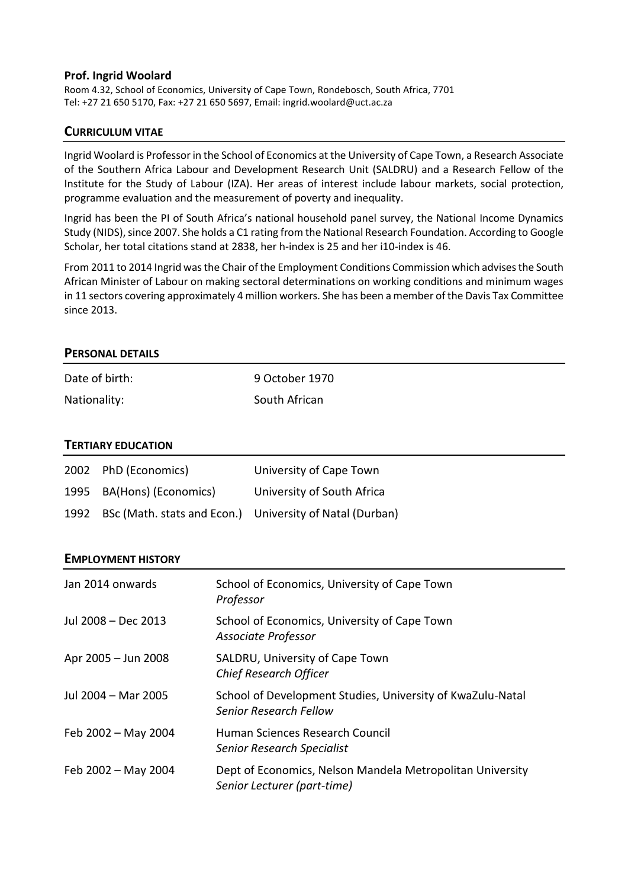**Prof. Ingrid Woolard**

Room 4.32, School of Economics, University of Cape Town, Rondebosch, South Africa, 7701
Tel: +27 21 650 5170, Fax: +27 21 650 5697, Email: ingrid.woolard@uct.ac.za

## CURRICULUM VITAE

Ingrid Woolard is Professor in the School of Economics at the University of Cape Town, a Research Associate of the Southern Africa Labour and Development Research Unit (SALDRU) and a Research Fellow of the Institute for the Study of Labour (IZA). Her areas of interest include labour markets, social protection, programme evaluation and the measurement of poverty and inequality.

Ingrid has been the PI of South Africa's national household panel survey, the National Income Dynamics Study (NIDS), since 2007. She holds a C1 rating from the National Research Foundation. According to Google Scholar, her total citations stand at 2838, her h-index is 25 and her i10-index is 46.

From 2011 to 2014 Ingrid was the Chair of the Employment Conditions Commission which advises the South African Minister of Labour on making sectoral determinations on working conditions and minimum wages in 11 sectors covering approximately 4 million workers. She has been a member of the Davis Tax Committee since 2013.

## PERSONAL DETAILS

| | |
|---|---|
| Date of birth: | 9 October 1970 |
| Nationality: | South African |

## TERTIARY EDUCATION

| | | |
|---|---|---|
| 2002 | PhD (Economics) | University of Cape Town |
| 1995 | BA(Hons) (Economics) | University of South Africa |
| 1992 | BSc (Math. stats and Econ.) | University of Natal (Durban) |

## EMPLOYMENT HISTORY

| | |
|---|---|
| Jan 2014 onwards | School of Economics, University of Cape Town<br>*Professor* |
| Jul 2008 – Dec 2013 | School of Economics, University of Cape Town<br>*Associate Professor* |
| Apr 2005 – Jun 2008 | SALDRU, University of Cape Town<br>*Chief Research Officer* |
| Jul 2004 – Mar 2005 | School of Development Studies, University of KwaZulu-Natal<br>*Senior Research Fellow* |
| Feb 2002 – May 2004 | Human Sciences Research Council<br>*Senior Research Specialist* |
| Feb 2002 – May 2004 | Dept of Economics, Nelson Mandela Metropolitan University<br>*Senior Lecturer (part-time)* |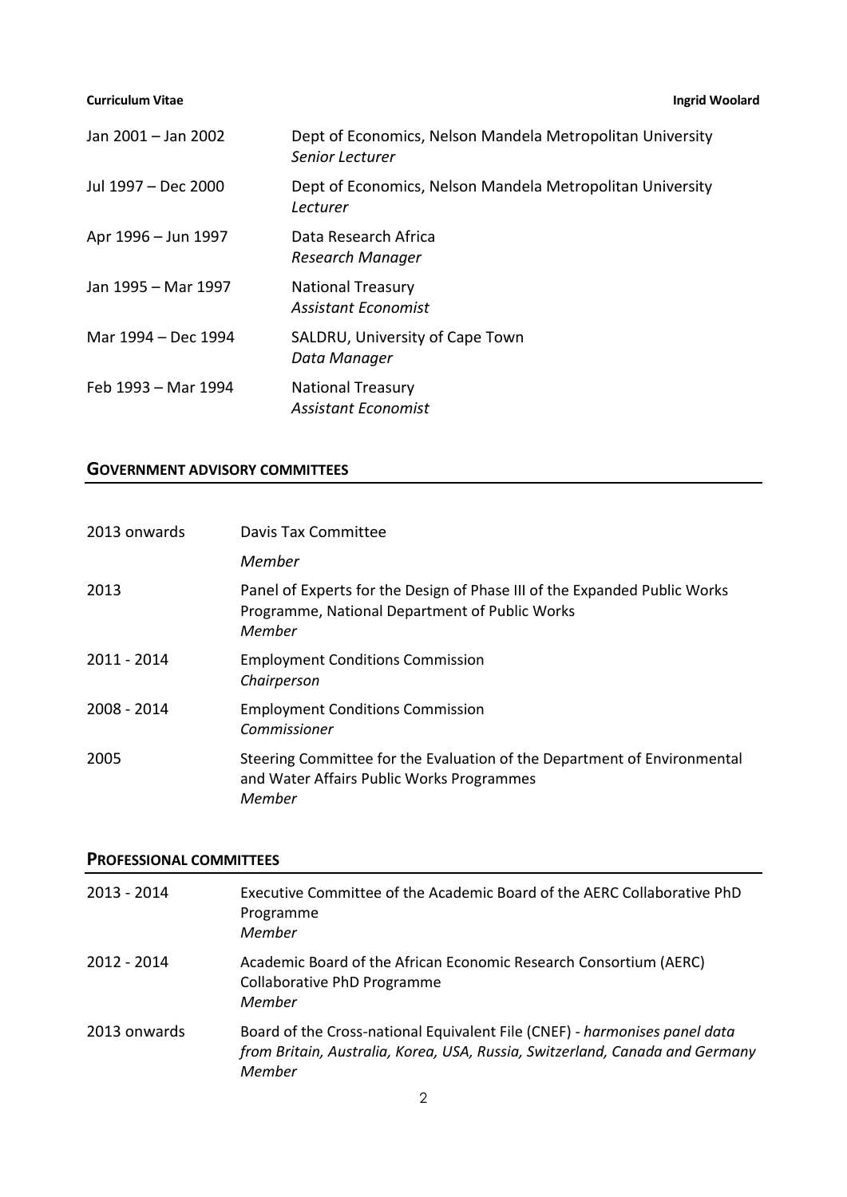| | |
|---|---|
| Jan 2001 – Jan 2002 | Dept of Economics, Nelson Mandela Metropolitan University<br>*Senior Lecturer* |
| Jul 1997 – Dec 2000 | Dept of Economics, Nelson Mandela Metropolitan University<br>*Lecturer* |
| Apr 1996 – Jun 1997 | Data Research Africa<br>*Research Manager* |
| Jan 1995 – Mar 1997 | National Treasury<br>*Assistant Economist* |
| Mar 1994 – Dec 1994 | SALDRU, University of Cape Town<br>*Data Manager* |
| Feb 1993 – Mar 1994 | National Treasury<br>*Assistant Economist* |

## GOVERNMENT ADVISORY COMMITTEES

| | |
|---|---|
| 2013 onwards | Davis Tax Committee<br>*Member* |
| 2013 | Panel of Experts for the Design of Phase III of the Expanded Public Works Programme, National Department of Public Works<br>*Member* |
| 2011 - 2014 | Employment Conditions Commission<br>*Chairperson* |
| 2008 - 2014 | Employment Conditions Commission<br>*Commissioner* |
| 2005 | Steering Committee for the Evaluation of the Department of Environmental and Water Affairs Public Works Programmes<br>*Member* |

## PROFESSIONAL COMMITTEES

| | |
|---|---|
| 2013 - 2014 | Executive Committee of the Academic Board of the AERC Collaborative PhD Programme<br>*Member* |
| 2012 - 2014 | Academic Board of the African Economic Research Consortium (AERC) Collaborative PhD Programme<br>*Member* |
| 2013 onwards | Board of the Cross-national Equivalent File (CNEF) - *harmonises panel data from Britain, Australia, Korea, USA, Russia, Switzerland, Canada and Germany*<br>*Member* |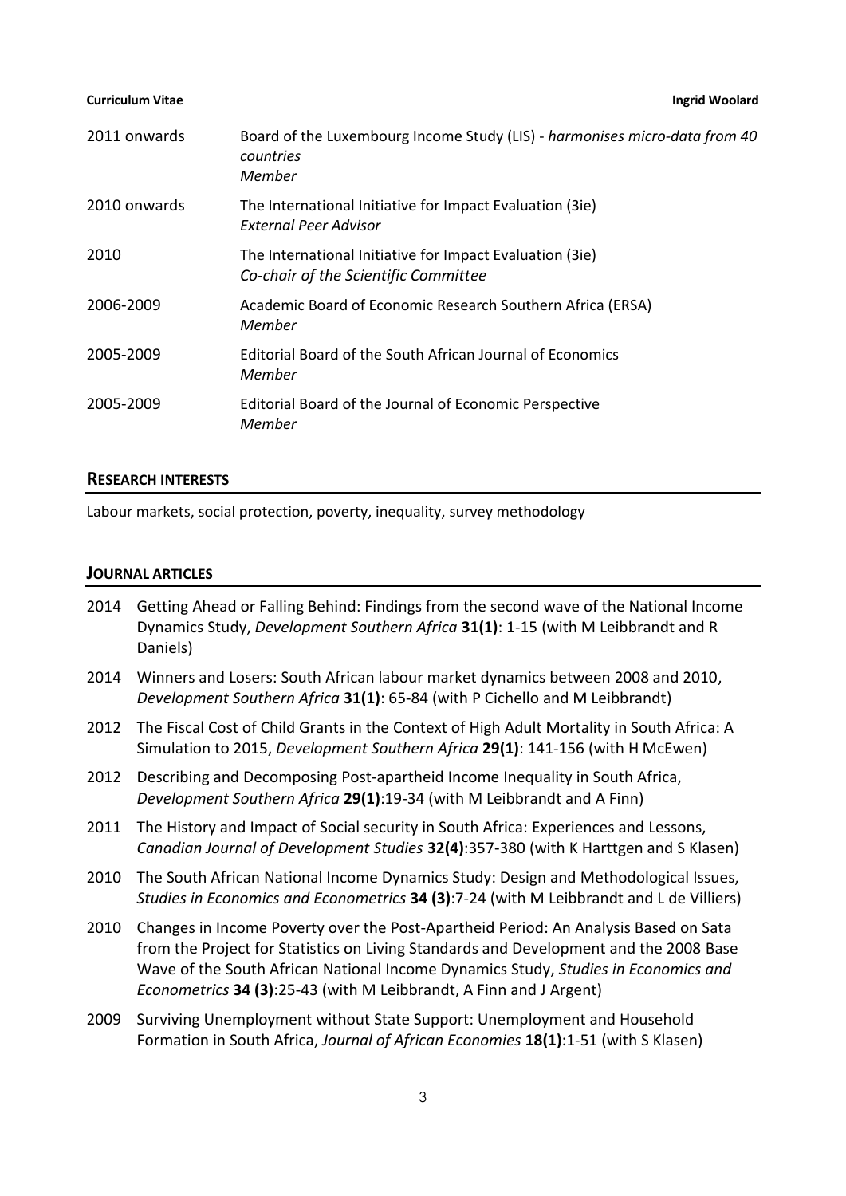| | |
|---|---|
| 2011 onwards | Board of the Luxembourg Income Study (LIS) - *harmonises micro-data from 40 countries*<br>*Member* |
| 2010 onwards | The International Initiative for Impact Evaluation (3ie)<br>*External Peer Advisor* |
| 2010 | The International Initiative for Impact Evaluation (3ie)<br>*Co-chair of the Scientific Committee* |
| 2006-2009 | Academic Board of Economic Research Southern Africa (ERSA)<br>*Member* |
| 2005-2009 | Editorial Board of the South African Journal of Economics<br>*Member* |
| 2005-2009 | Editorial Board of the Journal of Economic Perspective<br>*Member* |

## RESEARCH INTERESTS

Labour markets, social protection, poverty, inequality, survey methodology

## JOURNAL ARTICLES

- 2014 Getting Ahead or Falling Behind: Findings from the second wave of the National Income Dynamics Study, *Development Southern Africa* **31(1)**: 1-15 (with M Leibbrandt and R Daniels)
- 2014 Winners and Losers: South African labour market dynamics between 2008 and 2010, *Development Southern Africa* **31(1)**: 65-84 (with P Cichello and M Leibbrandt)
- 2012 The Fiscal Cost of Child Grants in the Context of High Adult Mortality in South Africa: A Simulation to 2015, *Development Southern Africa* **29(1)**: 141-156 (with H McEwen)
- 2012 Describing and Decomposing Post-apartheid Income Inequality in South Africa, *Development Southern Africa* **29(1)**:19-34 (with M Leibbrandt and A Finn)
- 2011 The History and Impact of Social security in South Africa: Experiences and Lessons, *Canadian Journal of Development Studies* **32(4)**:357-380 (with K Harttgen and S Klasen)
- 2010 The South African National Income Dynamics Study: Design and Methodological Issues, *Studies in Economics and Econometrics* **34 (3)**:7-24 (with M Leibbrandt and L de Villiers)
- 2010 Changes in Income Poverty over the Post-Apartheid Period: An Analysis Based on Sata from the Project for Statistics on Living Standards and Development and the 2008 Base Wave of the South African National Income Dynamics Study, *Studies in Economics and Econometrics* **34 (3)**:25-43 (with M Leibbrandt, A Finn and J Argent)
- 2009 Surviving Unemployment without State Support: Unemployment and Household Formation in South Africa, *Journal of African Economies* **18(1)**:1-51 (with S Klasen)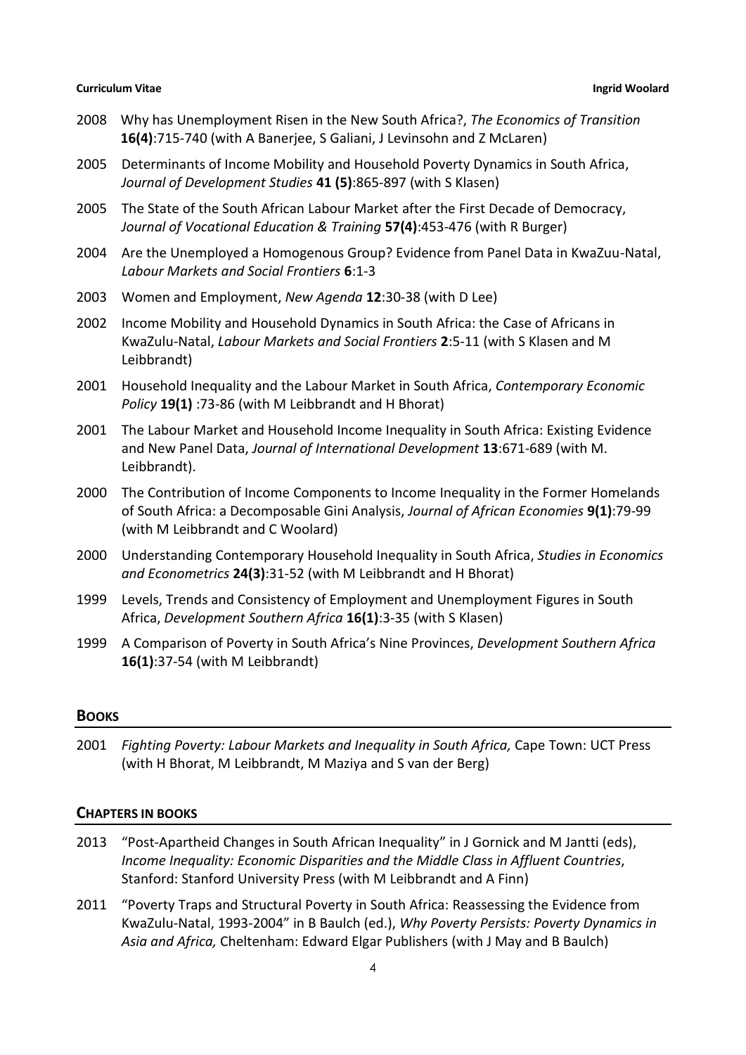2008 Why has Unemployment Risen in the New South Africa?, *The Economics of Transition* **16(4)**:715-740 (with A Banerjee, S Galiani, J Levinsohn and Z McLaren)

2005 Determinants of Income Mobility and Household Poverty Dynamics in South Africa, *Journal of Development Studies* **41 (5)**:865-897 (with S Klasen)

2005 The State of the South African Labour Market after the First Decade of Democracy, *Journal of Vocational Education & Training* **57(4)**:453-476 (with R Burger)

2004 Are the Unemployed a Homogenous Group? Evidence from Panel Data in KwaZuu-Natal, *Labour Markets and Social Frontiers* **6**:1-3

2003 Women and Employment, *New Agenda* **12**:30-38 (with D Lee)

2002 Income Mobility and Household Dynamics in South Africa: the Case of Africans in KwaZulu-Natal, *Labour Markets and Social Frontiers* **2**:5-11 (with S Klasen and M Leibbrandt)

2001 Household Inequality and the Labour Market in South Africa, *Contemporary Economic Policy* **19(1)** :73-86 (with M Leibbrandt and H Bhorat)

2001 The Labour Market and Household Income Inequality in South Africa: Existing Evidence and New Panel Data, *Journal of International Development* **13**:671-689 (with M. Leibbrandt).

2000 The Contribution of Income Components to Income Inequality in the Former Homelands of South Africa: a Decomposable Gini Analysis, *Journal of African Economies* **9(1)**:79-99 (with M Leibbrandt and C Woolard)

2000 Understanding Contemporary Household Inequality in South Africa, *Studies in Economics and Econometrics* **24(3)**:31-52 (with M Leibbrandt and H Bhorat)

1999 Levels, Trends and Consistency of Employment and Unemployment Figures in South Africa, *Development Southern Africa* **16(1)**:3-35 (with S Klasen)

1999 A Comparison of Poverty in South Africa's Nine Provinces, *Development Southern Africa* **16(1)**:37-54 (with M Leibbrandt)

## BOOKS

2001 *Fighting Poverty: Labour Markets and Inequality in South Africa,* Cape Town: UCT Press (with H Bhorat, M Leibbrandt, M Maziya and S van der Berg)

## CHAPTERS IN BOOKS

2013 "Post-Apartheid Changes in South African Inequality" in J Gornick and M Jantti (eds), *Income Inequality: Economic Disparities and the Middle Class in Affluent Countries*, Stanford: Stanford University Press (with M Leibbrandt and A Finn)

2011 "Poverty Traps and Structural Poverty in South Africa: Reassessing the Evidence from KwaZulu-Natal, 1993-2004" in B Baulch (ed.), *Why Poverty Persists: Poverty Dynamics in Asia and Africa,* Cheltenham: Edward Elgar Publishers (with J May and B Baulch)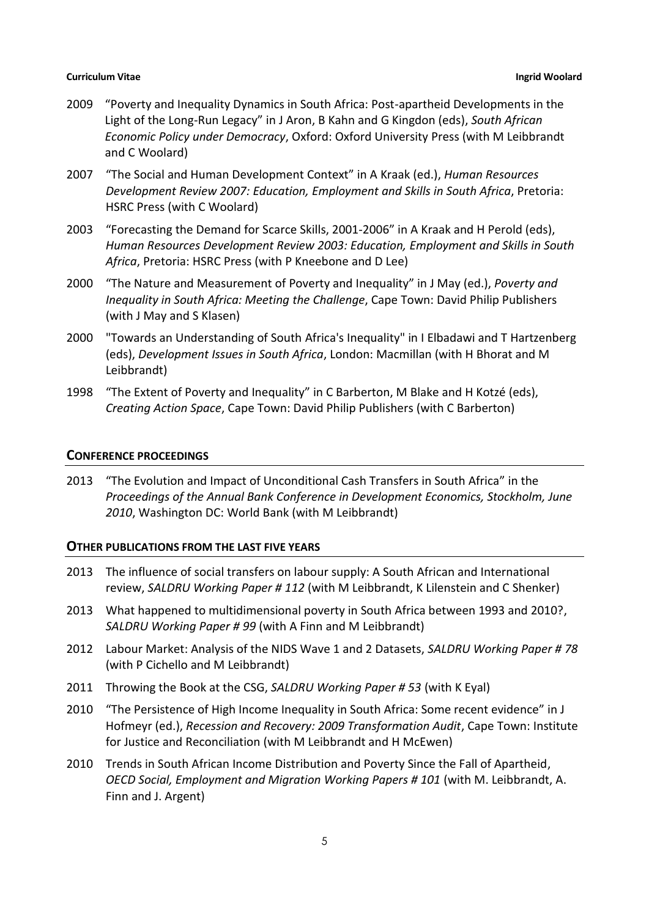2009 "Poverty and Inequality Dynamics in South Africa: Post-apartheid Developments in the Light of the Long-Run Legacy" in J Aron, B Kahn and G Kingdon (eds), *South African Economic Policy under Democracy*, Oxford: Oxford University Press (with M Leibbrandt and C Woolard)

2007 "The Social and Human Development Context" in A Kraak (ed.), *Human Resources Development Review 2007: Education, Employment and Skills in South Africa*, Pretoria: HSRC Press (with C Woolard)

2003 "Forecasting the Demand for Scarce Skills, 2001-2006" in A Kraak and H Perold (eds), *Human Resources Development Review 2003: Education, Employment and Skills in South Africa*, Pretoria: HSRC Press (with P Kneebone and D Lee)

2000 "The Nature and Measurement of Poverty and Inequality" in J May (ed.), *Poverty and Inequality in South Africa: Meeting the Challenge*, Cape Town: David Philip Publishers (with J May and S Klasen)

2000 "Towards an Understanding of South Africa's Inequality" in I Elbadawi and T Hartzenberg (eds), *Development Issues in South Africa*, London: Macmillan (with H Bhorat and M Leibbrandt)

1998 "The Extent of Poverty and Inequality" in C Barberton, M Blake and H Kotzé (eds), *Creating Action Space*, Cape Town: David Philip Publishers (with C Barberton)

## CONFERENCE PROCEEDINGS

2013 "The Evolution and Impact of Unconditional Cash Transfers in South Africa" in the *Proceedings of the Annual Bank Conference in Development Economics, Stockholm, June 2010*, Washington DC: World Bank (with M Leibbrandt)

## OTHER PUBLICATIONS FROM THE LAST FIVE YEARS

2013 The influence of social transfers on labour supply: A South African and International review, *SALDRU Working Paper # 112* (with M Leibbrandt, K Lilenstein and C Shenker)

2013 What happened to multidimensional poverty in South Africa between 1993 and 2010?, *SALDRU Working Paper # 99* (with A Finn and M Leibbrandt)

2012 Labour Market: Analysis of the NIDS Wave 1 and 2 Datasets, *SALDRU Working Paper # 78* (with P Cichello and M Leibbrandt)

2011 Throwing the Book at the CSG, *SALDRU Working Paper # 53* (with K Eyal)

2010 "The Persistence of High Income Inequality in South Africa: Some recent evidence" in J Hofmeyr (ed.), *Recession and Recovery: 2009 Transformation Audit*, Cape Town: Institute for Justice and Reconciliation (with M Leibbrandt and H McEwen)

2010 Trends in South African Income Distribution and Poverty Since the Fall of Apartheid, *OECD Social, Employment and Migration Working Papers # 101* (with M. Leibbrandt, A. Finn and J. Argent)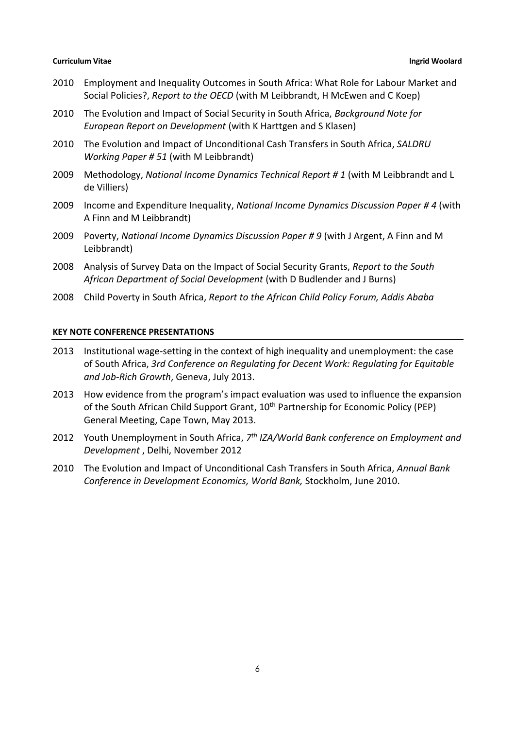2010 Employment and Inequality Outcomes in South Africa: What Role for Labour Market and Social Policies?, *Report to the OECD* (with M Leibbrandt, H McEwen and C Koep)

2010 The Evolution and Impact of Social Security in South Africa, *Background Note for European Report on Development* (with K Harttgen and S Klasen)

2010 The Evolution and Impact of Unconditional Cash Transfers in South Africa, *SALDRU Working Paper # 51* (with M Leibbrandt)

2009 Methodology, *National Income Dynamics Technical Report # 1* (with M Leibbrandt and L de Villiers)

2009 Income and Expenditure Inequality, *National Income Dynamics Discussion Paper # 4* (with A Finn and M Leibbrandt)

2009 Poverty, *National Income Dynamics Discussion Paper # 9* (with J Argent, A Finn and M Leibbrandt)

2008 Analysis of Survey Data on the Impact of Social Security Grants, *Report to the South African Department of Social Development* (with D Budlender and J Burns)

2008 Child Poverty in South Africa, *Report to the African Child Policy Forum, Addis Ababa*

## KEY NOTE CONFERENCE PRESENTATIONS

2013 Institutional wage-setting in the context of high inequality and unemployment: the case of South Africa, *3rd Conference on Regulating for Decent Work: Regulating for Equitable and Job-Rich Growth*, Geneva, July 2013.

2013 How evidence from the program's impact evaluation was used to influence the expansion of the South African Child Support Grant, 10th Partnership for Economic Policy (PEP) General Meeting, Cape Town, May 2013.

2012 Youth Unemployment in South Africa, *7th IZA/World Bank conference on Employment and Development* , Delhi, November 2012

2010 The Evolution and Impact of Unconditional Cash Transfers in South Africa, *Annual Bank Conference in Development Economics, World Bank,* Stockholm, June 2010.